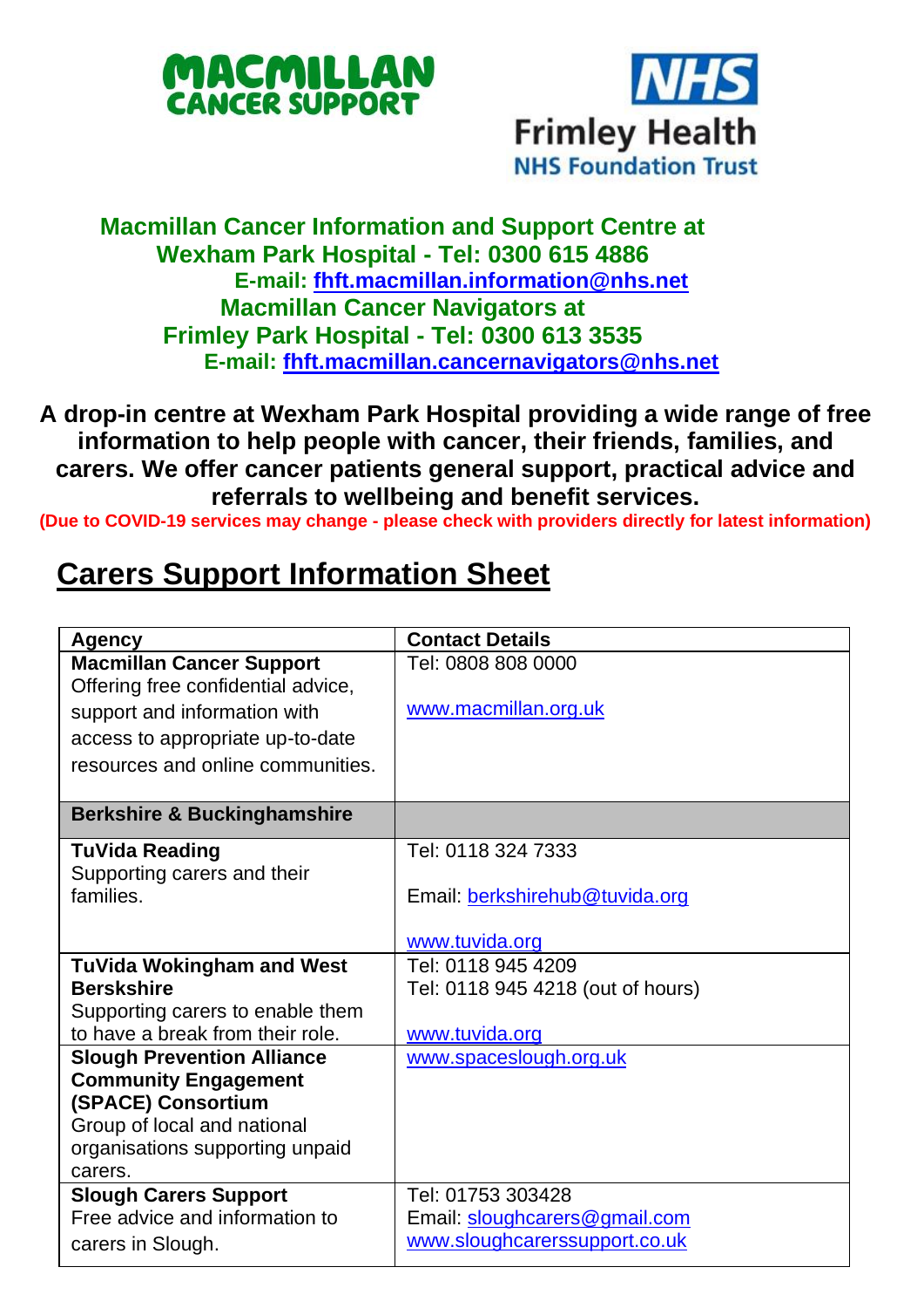MACMILLAN CANCER SUPPORT

NHS Frimley Health NHS Foundation Trust

**Macmillan Cancer Information and Support Centre at Wexham Park Hospital - Tel: 0300 615 4886**
**E-mail: fhft.macmillan.information@nhs.net**
**Macmillan Cancer Navigators at Frimley Park Hospital - Tel: 0300 613 3535**
**E-mail: fhft.macmillan.cancernavigators@nhs.net**

**A drop-in centre at Wexham Park Hospital providing a wide range of free information to help people with cancer, their friends, families, and carers. We offer cancer patients general support, practical advice and referrals to wellbeing and benefit services.**

**(Due to COVID-19 services may change - please check with providers directly for latest information)**

# Carers Support Information Sheet

| Agency | Contact Details |
| --- | --- |
| **Macmillan Cancer Support** Offering free confidential advice, support and information with access to appropriate up-to-date resources and online communities. | Tel: 0808 808 0000<br><br>www.macmillan.org.uk |
| **Berkshire & Buckinghamshire** | |
| **TuVida Reading** Supporting carers and their families. | Tel: 0118 324 7333<br><br>Email: berkshirehub@tuvida.org<br><br>www.tuvida.org |
| **TuVida Wokingham and West Berskshire** Supporting carers to enable them to have a break from their role. | Tel: 0118 945 4209<br>Tel: 0118 945 4218 (out of hours)<br><br>www.tuvida.org |
| **Slough Prevention Alliance Community Engagement (SPACE) Consortium** Group of local and national organisations supporting unpaid carers. | www.spaceslough.org.uk |
| **Slough Carers Support** Free advice and information to carers in Slough. | Tel: 01753 303428<br>Email: sloughcarers@gmail.com<br>www.sloughcarerssupport.co.uk |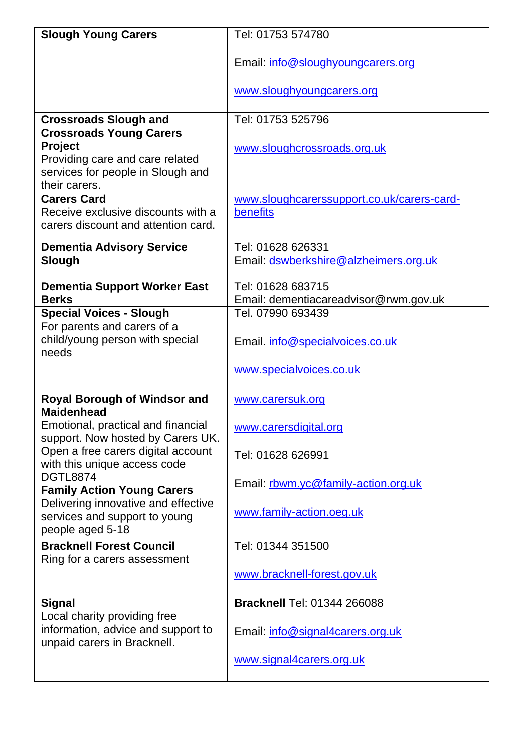| | |
|---|---|
| **Slough Young Carers** | Tel: 01753 574780<br><br>Email: info@sloughyoungcarers.org<br><br>www.sloughyoungcarers.org |
| **Crossroads Slough and Crossroads Young Carers Project**<br>Providing care and care related services for people in Slough and their carers. | Tel: 01753 525796<br><br>www.sloughcrossroads.org.uk |
| **Carers Card**<br>Receive exclusive discounts with a carers discount and attention card. | www.sloughcarerssupport.co.uk/carers-card-benefits |
| **Dementia Advisory Service Slough**<br><br>**Dementia Support Worker East Berks** | Tel: 01628 626331<br>Email: dswberkshire@alzheimers.org.uk<br><br>Tel: 01628 683715<br>Email: dementiacareadvisor@rwm.gov.uk |
| **Special Voices - Slough**<br>For parents and carers of a child/young person with special needs | Tel. 07990 693439<br><br>Email. info@specialvoices.co.uk<br><br>www.specialvoices.co.uk |
| **Royal Borough of Windsor and Maidenhead**<br>Emotional, practical and financial support. Now hosted by Carers UK. Open a free carers digital account with this unique access code DGTL8874<br>**Family Action Young Carers**<br>Delivering innovative and effective services and support to young people aged 5-18 | www.carersuk.org<br><br>www.carersdigital.org<br><br>Tel: 01628 626991<br><br>Email: rbwm.yc@family-action.org.uk<br><br>www.family-action.oeg.uk |
| **Bracknell Forest Council**<br>Ring for a carers assessment | Tel: 01344 351500<br><br>www.bracknell-forest.gov.uk |
| **Signal**<br>Local charity providing free information, advice and support to unpaid carers in Bracknell. | **Bracknell** Tel: 01344 266088<br><br>Email: info@signal4carers.org.uk<br><br>www.signal4carers.org.uk |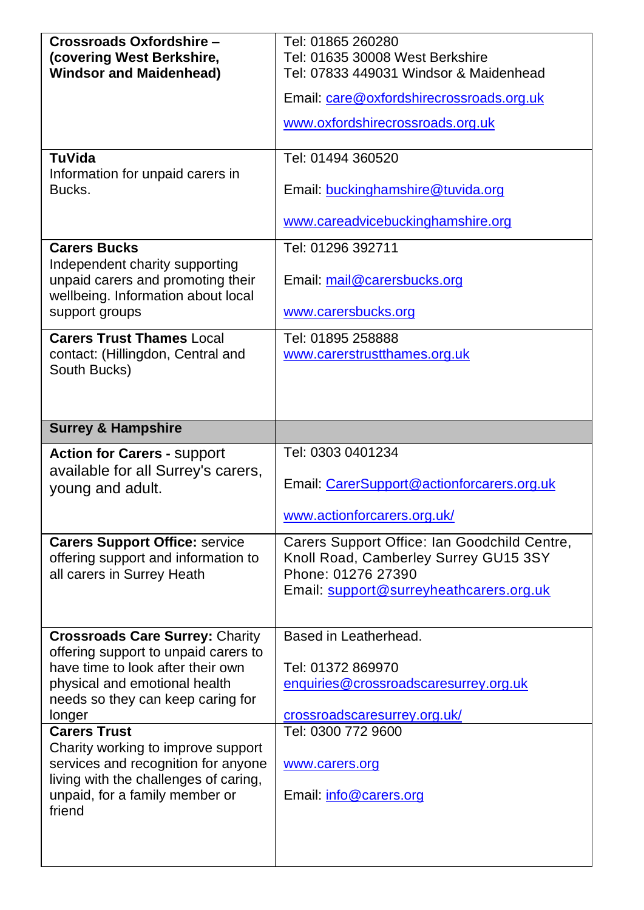| | |
|---|---|
| **Crossroads Oxfordshire – (covering West Berkshire, Windsor and Maidenhead)** | Tel: 01865 260280<br>Tel: 01635 30008 West Berkshire<br>Tel: 07833 449031 Windsor & Maidenhead<br>Email: care@oxfordshirecrossroads.org.uk<br>www.oxfordshirecrossroads.org.uk |
| **TuVida**<br>Information for unpaid carers in Bucks. | Tel: 01494 360520<br>Email: buckinghamshire@tuvida.org<br>www.careadvicebuckinghamshire.org |
| **Carers Bucks**<br>Independent charity supporting unpaid carers and promoting their wellbeing. Information about local support groups | Tel: 01296 392711<br>Email: mail@carersbucks.org<br>www.carersbucks.org |
| **Carers Trust Thames** Local contact: (Hillingdon, Central and South Bucks) | Tel: 01895 258888<br>www.carerstrustthames.org.uk |
| **Surrey & Hampshire** | |
| **Action for Carers -** support available for all Surrey's carers, young and adult. | Tel: 0303 0401234<br>Email: CarerSupport@actionforcarers.org.uk<br>www.actionforcarers.org.uk/ |
| **Carers Support Office:** service offering support and information to all carers in Surrey Heath | Carers Support Office: Ian Goodchild Centre, Knoll Road, Camberley Surrey GU15 3SY<br>Phone: 01276 27390<br>Email: support@surreyheathcarers.org.uk |
| **Crossroads Care Surrey:** Charity offering support to unpaid carers to have time to look after their own physical and emotional health needs so they can keep caring for longer | Based in Leatherhead.<br>Tel: 01372 869970<br>enquiries@crossroadscaresurrey.org.uk<br>crossroadscaresurrey.org.uk/ |
| **Carers Trust**<br>Charity working to improve support services and recognition for anyone living with the challenges of caring, unpaid, for a family member or friend | Tel: 0300 772 9600<br>www.carers.org<br>Email: info@carers.org |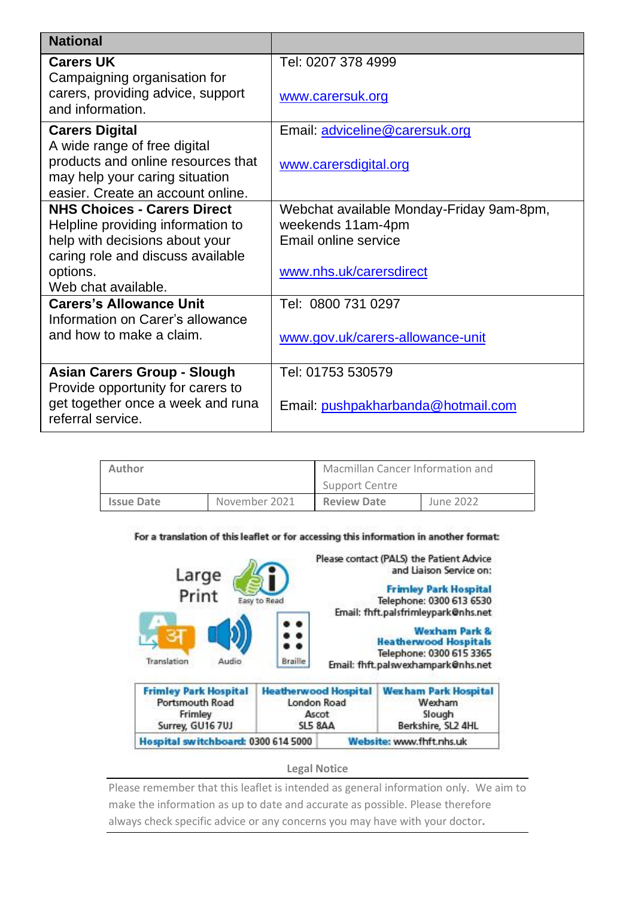| National | |
|---|---|
| **Carers UK**<br>Campaigning organisation for carers, providing advice, support and information. | Tel: 0207 378 4999<br><br>www.carersuk.org |
| **Carers Digital**<br>A wide range of free digital products and online resources that may help your caring situation easier. Create an account online. | Email: adviceline@carersuk.org<br><br>www.carersdigital.org |
| **NHS Choices - Carers Direct**<br>Helpline providing information to help with decisions about your caring role and discuss available options.<br>Web chat available. | Webchat available Monday-Friday 9am-8pm, weekends 11am-4pm<br>Email online service<br><br>www.nhs.uk/carersdirect |
| **Carers's Allowance Unit**<br>Information on Carer's allowance and how to make a claim. | Tel: 0800 731 0297<br><br>www.gov.uk/carers-allowance-unit |
| **Asian Carers Group - Slough**<br>Provide opportunity for carers to get together once a week and runa referral service. | Tel: 01753 530579<br><br>Email: pushpakharbanda@hotmail.com |

| Author | | Macmillan Cancer Information and Support Centre | |
|---|---|---|---|
| Issue Date | November 2021 | Review Date | June 2022 |

For a translation of this leaflet or for accessing this information in another format:

Large Print
Easy to Read
Translation
Audio
Braille

Please contact (PALS) the Patient Advice and Liaison Service on:

**Frimley Park Hospital**
Telephone: 0300 613 6530
Email: fhft.palsfrimleypark@nhs.net

**Wexham Park & Heatherwood Hospitals**
Telephone: 0300 615 3365
Email: fhft.palswexhampark@nhs.net

| Frimley Park Hospital | Heatherwood Hospital | Wexham Park Hospital |
|---|---|---|
| Portsmouth Road<br>Frimley<br>Surrey, GU16 7UJ | London Road<br>Ascot<br>SL5 8AA | Wexham<br>Slough<br>Berkshire, SL2 4HL |
| **Hospital switchboard:** 0300 614 5000 | **Website:** www.fhft.nhs.uk | |

**Legal Notice**

Please remember that this leaflet is intended as general information only. We aim to make the information as up to date and accurate as possible. Please therefore always check specific advice or any concerns you may have with your doctor.